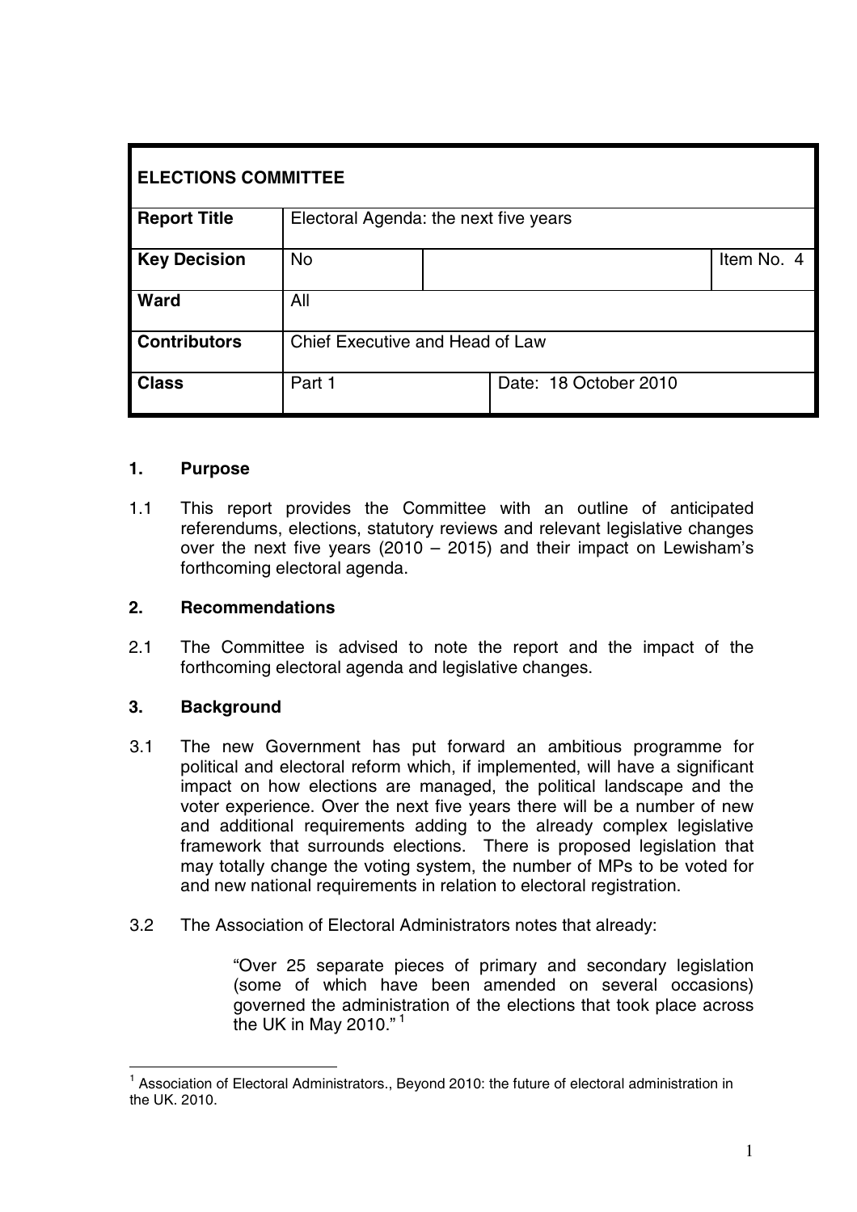| ELECTIONS COMMITTEE | | | |
|---|---|---|---|
| **Report Title** | Electoral Agenda: the next five years | | |
| **Key Decision** | No | | Item No. 4 |
| **Ward** | All | | |
| **Contributors** | Chief Executive and Head of Law | | |
| **Class** | Part 1 | Date: 18 October 2010 | |

## 1. Purpose

1.1 This report provides the Committee with an outline of anticipated referendums, elections, statutory reviews and relevant legislative changes over the next five years (2010 – 2015) and their impact on Lewisham's forthcoming electoral agenda.

## 2. Recommendations

2.1 The Committee is advised to note the report and the impact of the forthcoming electoral agenda and legislative changes.

## 3. Background

3.1 The new Government has put forward an ambitious programme for political and electoral reform which, if implemented, will have a significant impact on how elections are managed, the political landscape and the voter experience. Over the next five years there will be a number of new and additional requirements adding to the already complex legislative framework that surrounds elections. There is proposed legislation that may totally change the voting system, the number of MPs to be voted for and new national requirements in relation to electoral registration.

3.2 The Association of Electoral Administrators notes that already:

> "Over 25 separate pieces of primary and secondary legislation (some of which have been amended on several occasions) governed the administration of the elections that took place across the UK in May 2010." [1]

---

[1] Association of Electoral Administrators., Beyond 2010: the future of electoral administration in the UK. 2010.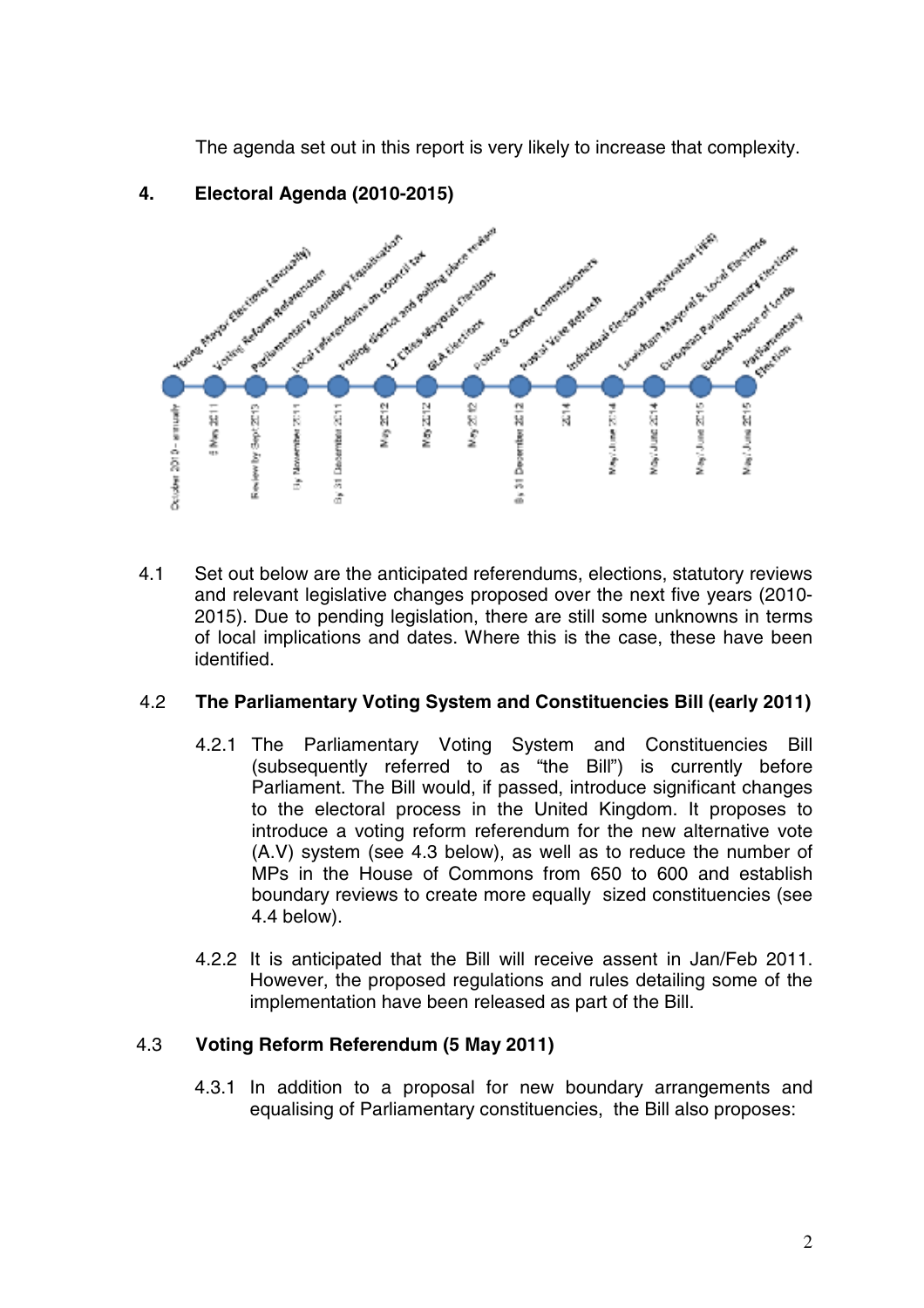The agenda set out in this report is very likely to increase that complexity.

## 4. Electoral Agenda (2010-2015)

| Event | Date |
|---|---|
| Young Mayor Elections (annually) | October 2010 – annually |
| Voting Reform Referendum | 5 May 2011 |
| Parliamentary Boundary Equalisation | Review by Sept 2013 |
| Local referendums on council tax | By November 2011 |
| Polling district and polling place review | By 31 December 2011 |
| 12 Cities Mayoral Elections | May 2012 |
| GLA Elections | May 2012 |
| Police & Crime Commissioners | May 2012 |
| Postal Vote Refresh | By 31 December 2012 |
| Individual Electoral Registration (IER) | 2014 |
| Lewisham Mayoral & Local Elections | May/June 2014 |
| European Parliamentary Elections | May/June 2014 |
| Elected House of Lords | May/June 2015 |
| Parliamentary Election | May/June 2015 |

4.1 Set out below are the anticipated referendums, elections, statutory reviews and relevant legislative changes proposed over the next five years (2010-2015). Due to pending legislation, there are still some unknowns in terms of local implications and dates. Where this is the case, these have been identified.

### 4.2 The Parliamentary Voting System and Constituencies Bill (early 2011)

4.2.1 The Parliamentary Voting System and Constituencies Bill (subsequently referred to as "the Bill") is currently before Parliament. The Bill would, if passed, introduce significant changes to the electoral process in the United Kingdom. It proposes to introduce a voting reform referendum for the new alternative vote (A.V) system (see 4.3 below), as well as to reduce the number of MPs in the House of Commons from 650 to 600 and establish boundary reviews to create more equally sized constituencies (see 4.4 below).

4.2.2 It is anticipated that the Bill will receive assent in Jan/Feb 2011. However, the proposed regulations and rules detailing some of the implementation have been released as part of the Bill.

### 4.3 Voting Reform Referendum (5 May 2011)

4.3.1 In addition to a proposal for new boundary arrangements and equalising of Parliamentary constituencies, the Bill also proposes: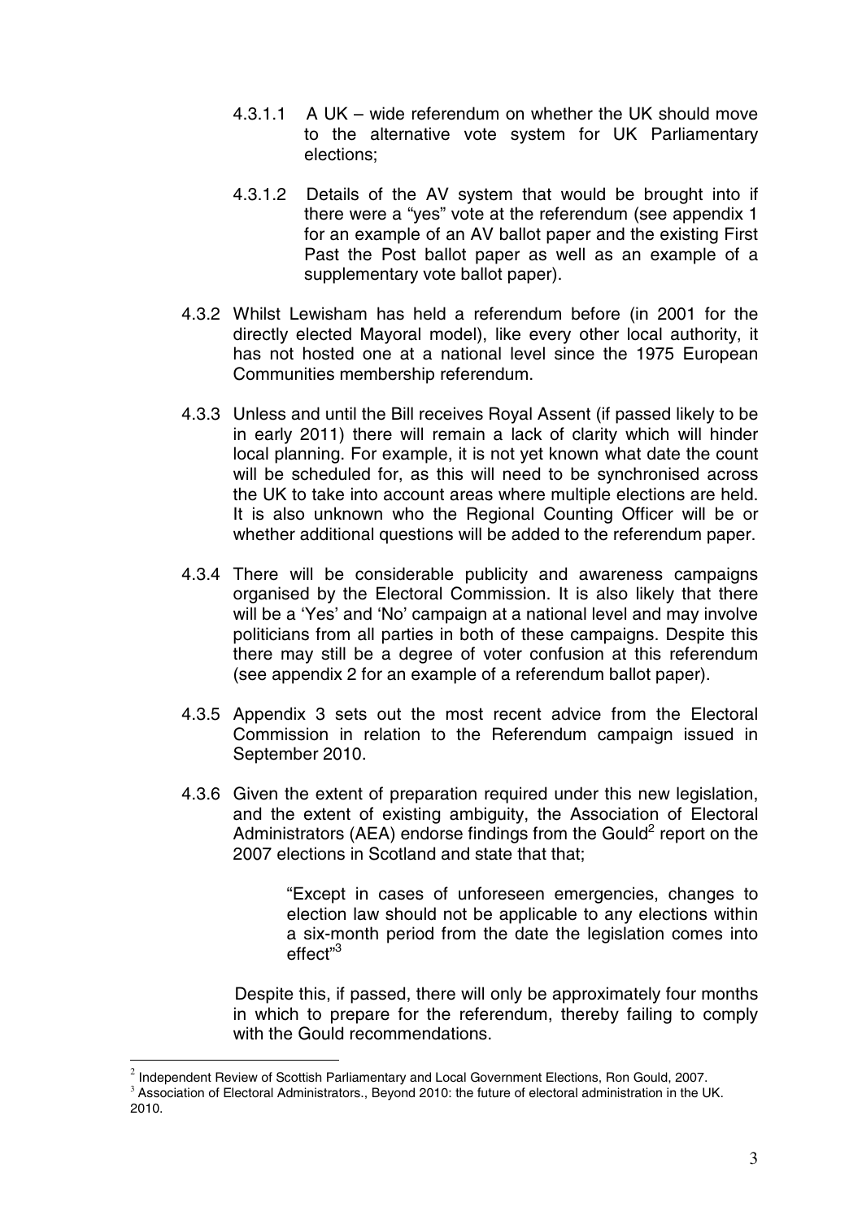4.3.1.1 A UK – wide referendum on whether the UK should move to the alternative vote system for UK Parliamentary elections;

4.3.1.2 Details of the AV system that would be brought into if there were a "yes" vote at the referendum (see appendix 1 for an example of an AV ballot paper and the existing First Past the Post ballot paper as well as an example of a supplementary vote ballot paper).

4.3.2 Whilst Lewisham has held a referendum before (in 2001 for the directly elected Mayoral model), like every other local authority, it has not hosted one at a national level since the 1975 European Communities membership referendum.

4.3.3 Unless and until the Bill receives Royal Assent (if passed likely to be in early 2011) there will remain a lack of clarity which will hinder local planning. For example, it is not yet known what date the count will be scheduled for, as this will need to be synchronised across the UK to take into account areas where multiple elections are held. It is also unknown who the Regional Counting Officer will be or whether additional questions will be added to the referendum paper.

4.3.4 There will be considerable publicity and awareness campaigns organised by the Electoral Commission. It is also likely that there will be a 'Yes' and 'No' campaign at a national level and may involve politicians from all parties in both of these campaigns. Despite this there may still be a degree of voter confusion at this referendum (see appendix 2 for an example of a referendum ballot paper).

4.3.5 Appendix 3 sets out the most recent advice from the Electoral Commission in relation to the Referendum campaign issued in September 2010.

4.3.6 Given the extent of preparation required under this new legislation, and the extent of existing ambiguity, the Association of Electoral Administrators (AEA) endorse findings from the Gould[2] report on the 2007 elections in Scotland and state that that;

> "Except in cases of unforeseen emergencies, changes to election law should not be applicable to any elections within a six-month period from the date the legislation comes into effect"[3]

Despite this, if passed, there will only be approximately four months in which to prepare for the referendum, thereby failing to comply with the Gould recommendations.

---

[2] Independent Review of Scottish Parliamentary and Local Government Elections, Ron Gould, 2007.

[3] Association of Electoral Administrators., Beyond 2010: the future of electoral administration in the UK. 2010.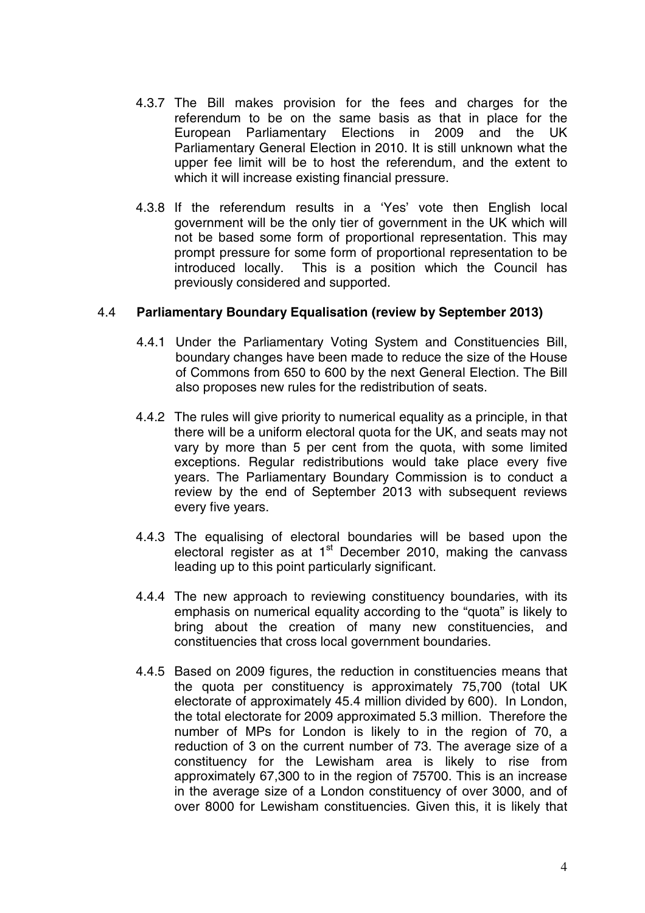4.3.7 The Bill makes provision for the fees and charges for the referendum to be on the same basis as that in place for the European Parliamentary Elections in 2009 and the UK Parliamentary General Election in 2010. It is still unknown what the upper fee limit will be to host the referendum, and the extent to which it will increase existing financial pressure.

4.3.8 If the referendum results in a 'Yes' vote then English local government will be the only tier of government in the UK which will not be based some form of proportional representation. This may prompt pressure for some form of proportional representation to be introduced locally. This is a position which the Council has previously considered and supported.

## 4.4 **Parliamentary Boundary Equalisation (review by September 2013)**

4.4.1 Under the Parliamentary Voting System and Constituencies Bill, boundary changes have been made to reduce the size of the House of Commons from 650 to 600 by the next General Election. The Bill also proposes new rules for the redistribution of seats.

4.4.2 The rules will give priority to numerical equality as a principle, in that there will be a uniform electoral quota for the UK, and seats may not vary by more than 5 per cent from the quota, with some limited exceptions. Regular redistributions would take place every five years. The Parliamentary Boundary Commission is to conduct a review by the end of September 2013 with subsequent reviews every five years.

4.4.3 The equalising of electoral boundaries will be based upon the electoral register as at 1st December 2010, making the canvass leading up to this point particularly significant.

4.4.4 The new approach to reviewing constituency boundaries, with its emphasis on numerical equality according to the "quota" is likely to bring about the creation of many new constituencies, and constituencies that cross local government boundaries.

4.4.5 Based on 2009 figures, the reduction in constituencies means that the quota per constituency is approximately 75,700 (total UK electorate of approximately 45.4 million divided by 600). In London, the total electorate for 2009 approximated 5.3 million. Therefore the number of MPs for London is likely to in the region of 70, a reduction of 3 on the current number of 73. The average size of a constituency for the Lewisham area is likely to rise from approximately 67,300 to in the region of 75700. This is an increase in the average size of a London constituency of over 3000, and of over 8000 for Lewisham constituencies. Given this, it is likely that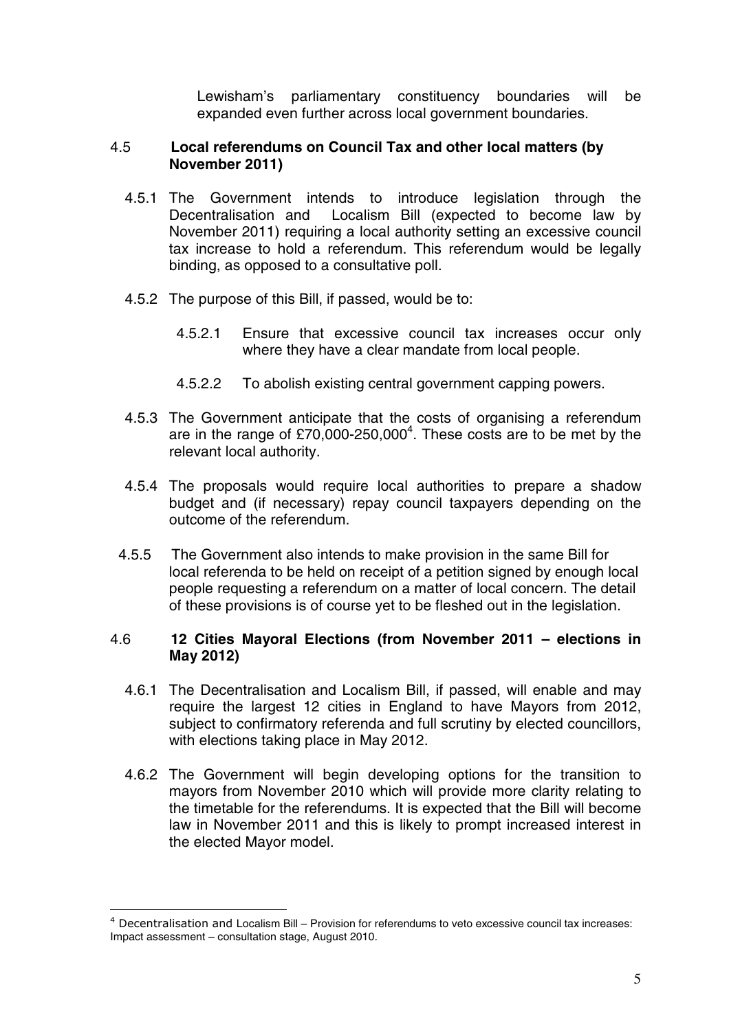Lewisham's parliamentary constituency boundaries will be expanded even further across local government boundaries.

4.5 **Local referendums on Council Tax and other local matters (by November 2011)**

4.5.1 The Government intends to introduce legislation through the Decentralisation and Localism Bill (expected to become law by November 2011) requiring a local authority setting an excessive council tax increase to hold a referendum. This referendum would be legally binding, as opposed to a consultative poll.

4.5.2 The purpose of this Bill, if passed, would be to:

4.5.2.1 Ensure that excessive council tax increases occur only where they have a clear mandate from local people.

4.5.2.2 To abolish existing central government capping powers.

4.5.3 The Government anticipate that the costs of organising a referendum are in the range of £70,000-250,000[4]. These costs are to be met by the relevant local authority.

4.5.4 The proposals would require local authorities to prepare a shadow budget and (if necessary) repay council taxpayers depending on the outcome of the referendum.

4.5.5 The Government also intends to make provision in the same Bill for local referenda to be held on receipt of a petition signed by enough local people requesting a referendum on a matter of local concern. The detail of these provisions is of course yet to be fleshed out in the legislation.

4.6 **12 Cities Mayoral Elections (from November 2011 – elections in May 2012)**

4.6.1 The Decentralisation and Localism Bill, if passed, will enable and may require the largest 12 cities in England to have Mayors from 2012, subject to confirmatory referenda and full scrutiny by elected councillors, with elections taking place in May 2012.

4.6.2 The Government will begin developing options for the transition to mayors from November 2010 which will provide more clarity relating to the timetable for the referendums. It is expected that the Bill will become law in November 2011 and this is likely to prompt increased interest in the elected Mayor model.

---

[4] Decentralisation and Localism Bill – Provision for referendums to veto excessive council tax increases: Impact assessment – consultation stage, August 2010.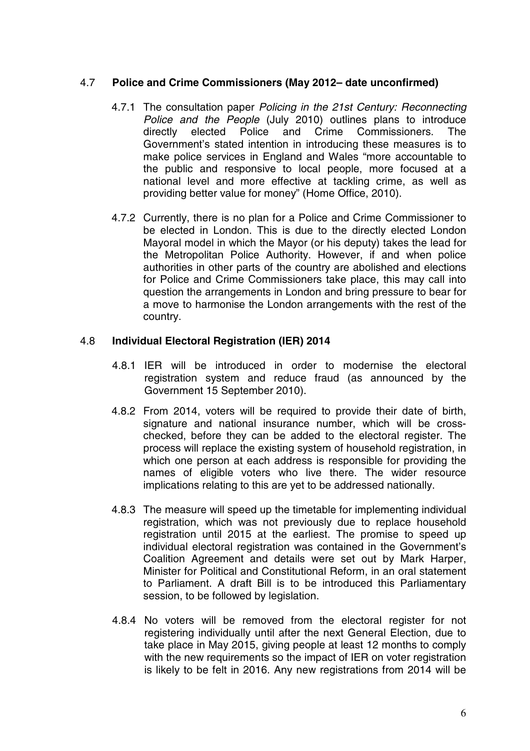## 4.7 **Police and Crime Commissioners (May 2012– date unconfirmed)**

4.7.1 The consultation paper *Policing in the 21st Century: Reconnecting Police and the People* (July 2010) outlines plans to introduce directly elected Police and Crime Commissioners. The Government's stated intention in introducing these measures is to make police services in England and Wales "more accountable to the public and responsive to local people, more focused at a national level and more effective at tackling crime, as well as providing better value for money" (Home Office, 2010).

4.7.2 Currently, there is no plan for a Police and Crime Commissioner to be elected in London. This is due to the directly elected London Mayoral model in which the Mayor (or his deputy) takes the lead for the Metropolitan Police Authority. However, if and when police authorities in other parts of the country are abolished and elections for Police and Crime Commissioners take place, this may call into question the arrangements in London and bring pressure to bear for a move to harmonise the London arrangements with the rest of the country.

## 4.8 **Individual Electoral Registration (IER) 2014**

4.8.1 IER will be introduced in order to modernise the electoral registration system and reduce fraud (as announced by the Government 15 September 2010).

4.8.2 From 2014, voters will be required to provide their date of birth, signature and national insurance number, which will be cross-checked, before they can be added to the electoral register. The process will replace the existing system of household registration, in which one person at each address is responsible for providing the names of eligible voters who live there. The wider resource implications relating to this are yet to be addressed nationally.

4.8.3 The measure will speed up the timetable for implementing individual registration, which was not previously due to replace household registration until 2015 at the earliest. The promise to speed up individual electoral registration was contained in the Government's Coalition Agreement and details were set out by Mark Harper, Minister for Political and Constitutional Reform, in an oral statement to Parliament. A draft Bill is to be introduced this Parliamentary session, to be followed by legislation.

4.8.4 No voters will be removed from the electoral register for not registering individually until after the next General Election, due to take place in May 2015, giving people at least 12 months to comply with the new requirements so the impact of IER on voter registration is likely to be felt in 2016. Any new registrations from 2014 will be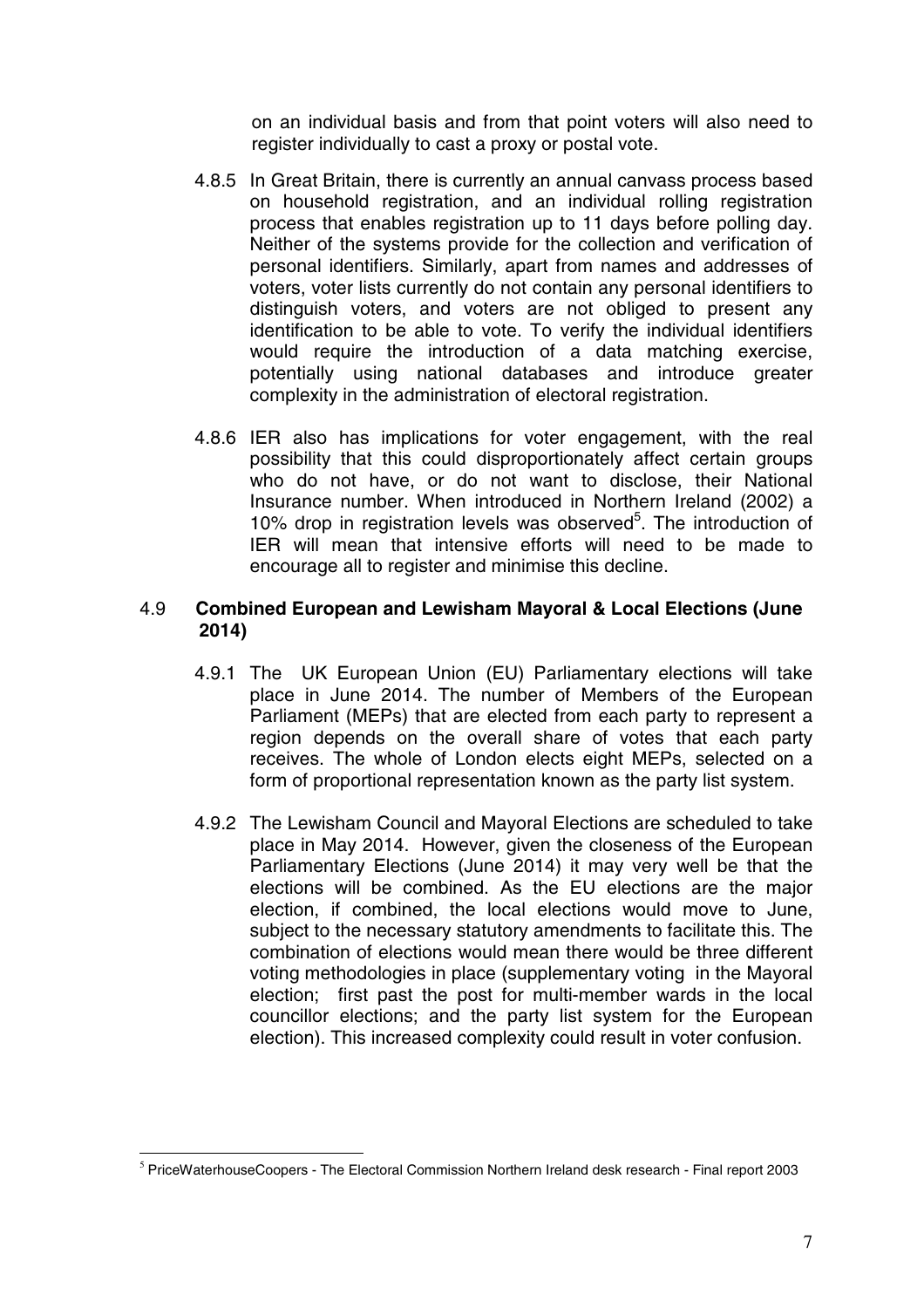on an individual basis and from that point voters will also need to register individually to cast a proxy or postal vote.

4.8.5 In Great Britain, there is currently an annual canvass process based on household registration, and an individual rolling registration process that enables registration up to 11 days before polling day. Neither of the systems provide for the collection and verification of personal identifiers. Similarly, apart from names and addresses of voters, voter lists currently do not contain any personal identifiers to distinguish voters, and voters are not obliged to present any identification to be able to vote. To verify the individual identifiers would require the introduction of a data matching exercise, potentially using national databases and introduce greater complexity in the administration of electoral registration.

4.8.6 IER also has implications for voter engagement, with the real possibility that this could disproportionately affect certain groups who do not have, or do not want to disclose, their National Insurance number. When introduced in Northern Ireland (2002) a 10% drop in registration levels was observed[5]. The introduction of IER will mean that intensive efforts will need to be made to encourage all to register and minimise this decline.

### 4.9 Combined European and Lewisham Mayoral & Local Elections (June 2014)

4.9.1 The UK European Union (EU) Parliamentary elections will take place in June 2014. The number of Members of the European Parliament (MEPs) that are elected from each party to represent a region depends on the overall share of votes that each party receives. The whole of London elects eight MEPs, selected on a form of proportional representation known as the party list system.

4.9.2 The Lewisham Council and Mayoral Elections are scheduled to take place in May 2014. However, given the closeness of the European Parliamentary Elections (June 2014) it may very well be that the elections will be combined. As the EU elections are the major election, if combined, the local elections would move to June, subject to the necessary statutory amendments to facilitate this. The combination of elections would mean there would be three different voting methodologies in place (supplementary voting in the Mayoral election; first past the post for multi-member wards in the local councillor elections; and the party list system for the European election). This increased complexity could result in voter confusion.

---

[5] PriceWaterhouseCoopers - The Electoral Commission Northern Ireland desk research - Final report 2003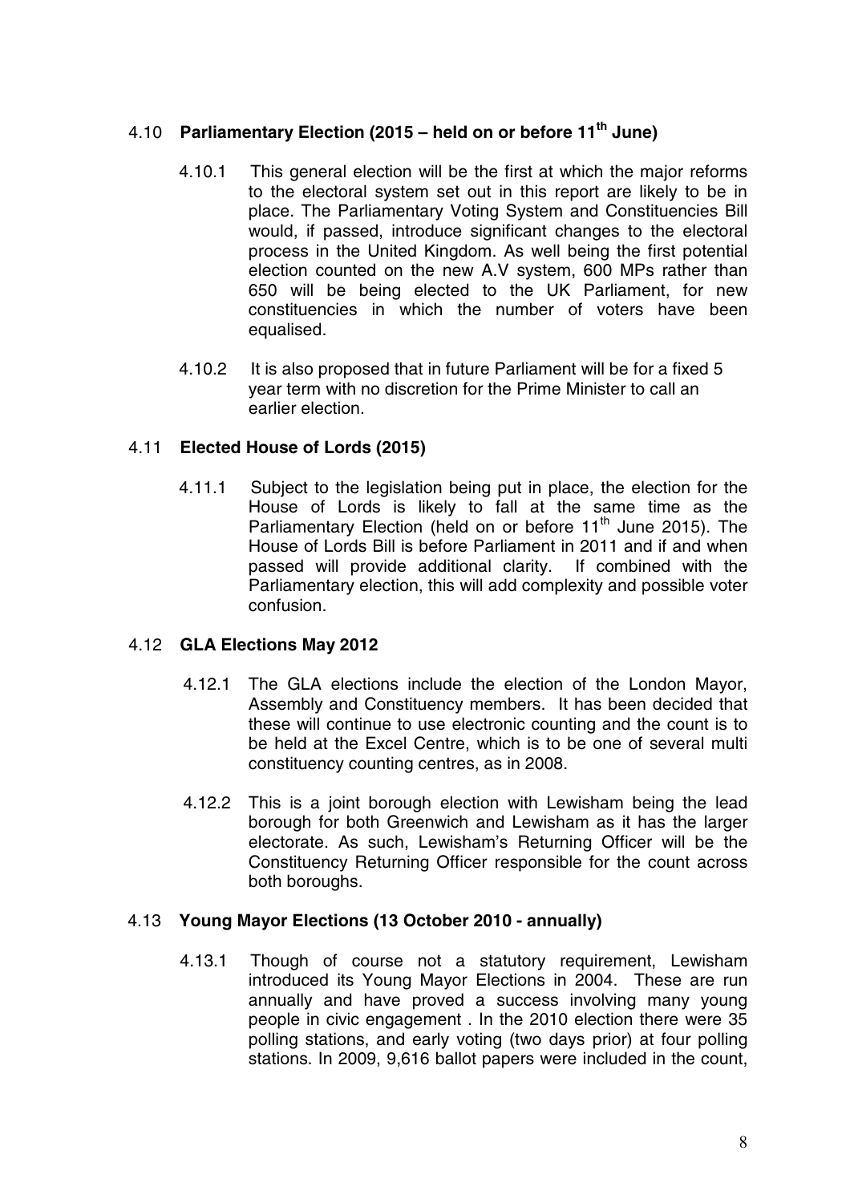### 4.10 **Parliamentary Election (2015 – held on or before 11th June)**

4.10.1 This general election will be the first at which the major reforms to the electoral system set out in this report are likely to be in place. The Parliamentary Voting System and Constituencies Bill would, if passed, introduce significant changes to the electoral process in the United Kingdom. As well being the first potential election counted on the new A.V system, 600 MPs rather than 650 will be being elected to the UK Parliament, for new constituencies in which the number of voters have been equalised.

4.10.2 It is also proposed that in future Parliament will be for a fixed 5 year term with no discretion for the Prime Minister to call an earlier election.

### 4.11 **Elected House of Lords (2015)**

4.11.1 Subject to the legislation being put in place, the election for the House of Lords is likely to fall at the same time as the Parliamentary Election (held on or before 11th June 2015). The House of Lords Bill is before Parliament in 2011 and if and when passed will provide additional clarity. If combined with the Parliamentary election, this will add complexity and possible voter confusion.

### 4.12 **GLA Elections May 2012**

4.12.1 The GLA elections include the election of the London Mayor, Assembly and Constituency members. It has been decided that these will continue to use electronic counting and the count is to be held at the Excel Centre, which is to be one of several multi constituency counting centres, as in 2008.

4.12.2 This is a joint borough election with Lewisham being the lead borough for both Greenwich and Lewisham as it has the larger electorate. As such, Lewisham's Returning Officer will be the Constituency Returning Officer responsible for the count across both boroughs.

### 4.13 **Young Mayor Elections (13 October 2010 - annually)**

4.13.1 Though of course not a statutory requirement, Lewisham introduced its Young Mayor Elections in 2004. These are run annually and have proved a success involving many young people in civic engagement . In the 2010 election there were 35 polling stations, and early voting (two days prior) at four polling stations. In 2009, 9,616 ballot papers were included in the count,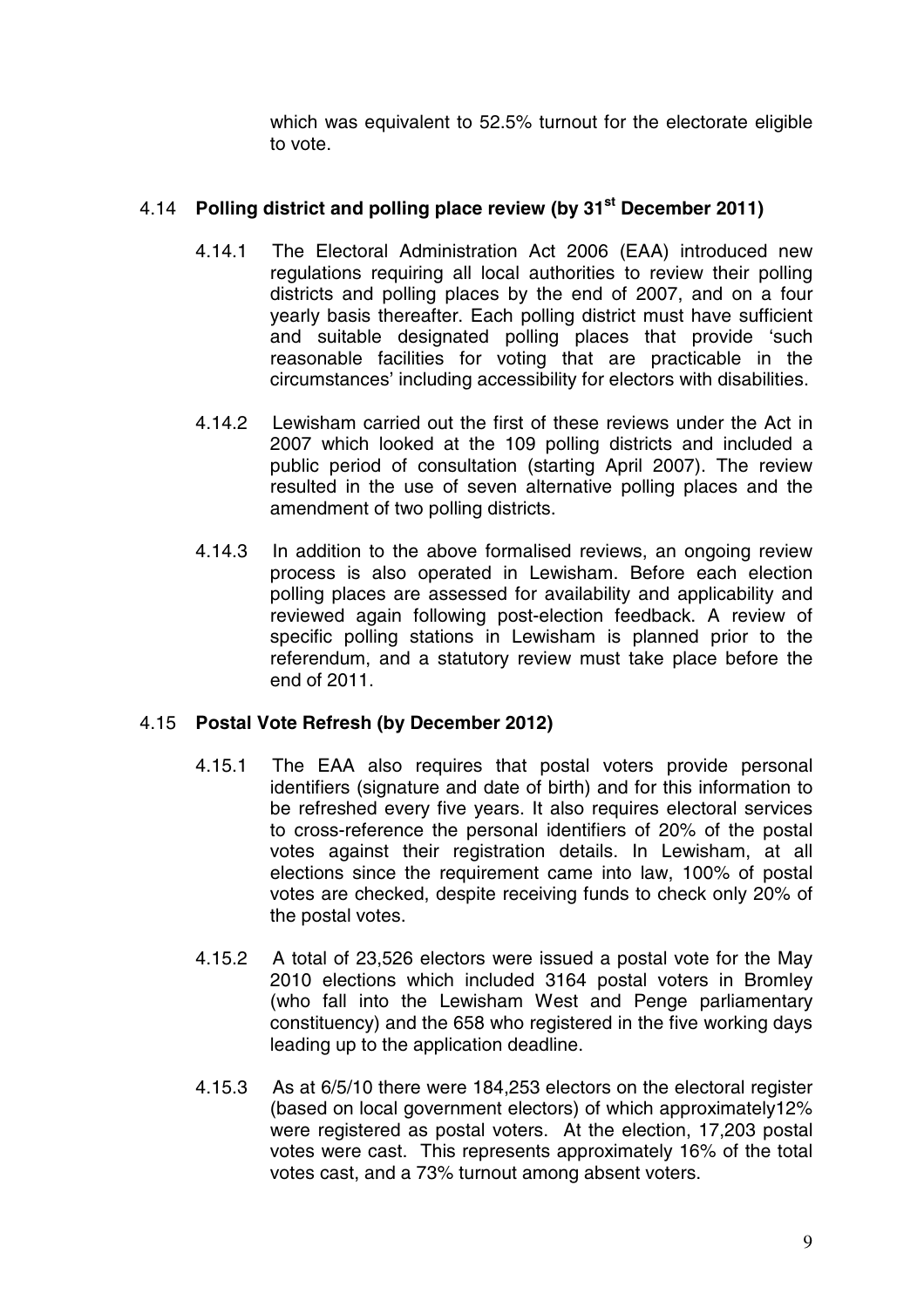which was equivalent to 52.5% turnout for the electorate eligible to vote.

### 4.14 Polling district and polling place review (by 31st December 2011)

4.14.1 The Electoral Administration Act 2006 (EAA) introduced new regulations requiring all local authorities to review their polling districts and polling places by the end of 2007, and on a four yearly basis thereafter. Each polling district must have sufficient and suitable designated polling places that provide 'such reasonable facilities for voting that are practicable in the circumstances' including accessibility for electors with disabilities.

4.14.2 Lewisham carried out the first of these reviews under the Act in 2007 which looked at the 109 polling districts and included a public period of consultation (starting April 2007). The review resulted in the use of seven alternative polling places and the amendment of two polling districts.

4.14.3 In addition to the above formalised reviews, an ongoing review process is also operated in Lewisham. Before each election polling places are assessed for availability and applicability and reviewed again following post-election feedback. A review of specific polling stations in Lewisham is planned prior to the referendum, and a statutory review must take place before the end of 2011.

### 4.15 Postal Vote Refresh (by December 2012)

4.15.1 The EAA also requires that postal voters provide personal identifiers (signature and date of birth) and for this information to be refreshed every five years. It also requires electoral services to cross-reference the personal identifiers of 20% of the postal votes against their registration details. In Lewisham, at all elections since the requirement came into law, 100% of postal votes are checked, despite receiving funds to check only 20% of the postal votes.

4.15.2 A total of 23,526 electors were issued a postal vote for the May 2010 elections which included 3164 postal voters in Bromley (who fall into the Lewisham West and Penge parliamentary constituency) and the 658 who registered in the five working days leading up to the application deadline.

4.15.3 As at 6/5/10 there were 184,253 electors on the electoral register (based on local government electors) of which approximately12% were registered as postal voters. At the election, 17,203 postal votes were cast. This represents approximately 16% of the total votes cast, and a 73% turnout among absent voters.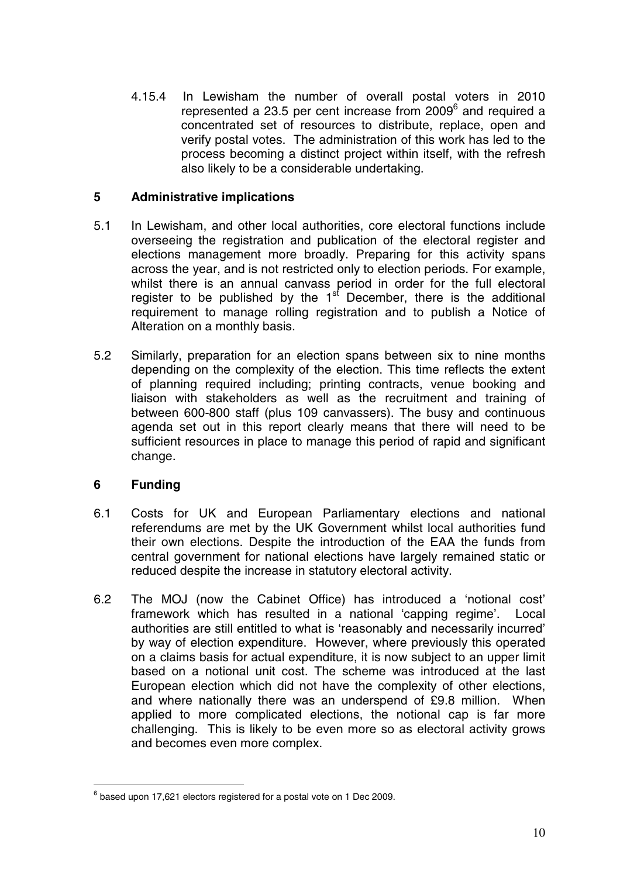4.15.4 In Lewisham the number of overall postal voters in 2010 represented a 23.5 per cent increase from 2009[6] and required a concentrated set of resources to distribute, replace, open and verify postal votes. The administration of this work has led to the process becoming a distinct project within itself, with the refresh also likely to be a considerable undertaking.

## 5 Administrative implications

5.1 In Lewisham, and other local authorities, core electoral functions include overseeing the registration and publication of the electoral register and elections management more broadly. Preparing for this activity spans across the year, and is not restricted only to election periods. For example, whilst there is an annual canvass period in order for the full electoral register to be published by the 1st December, there is the additional requirement to manage rolling registration and to publish a Notice of Alteration on a monthly basis.

5.2 Similarly, preparation for an election spans between six to nine months depending on the complexity of the election. This time reflects the extent of planning required including; printing contracts, venue booking and liaison with stakeholders as well as the recruitment and training of between 600-800 staff (plus 109 canvassers). The busy and continuous agenda set out in this report clearly means that there will need to be sufficient resources in place to manage this period of rapid and significant change.

## 6 Funding

6.1 Costs for UK and European Parliamentary elections and national referendums are met by the UK Government whilst local authorities fund their own elections. Despite the introduction of the EAA the funds from central government for national elections have largely remained static or reduced despite the increase in statutory electoral activity.

6.2 The MOJ (now the Cabinet Office) has introduced a 'notional cost' framework which has resulted in a national 'capping regime'. Local authorities are still entitled to what is 'reasonably and necessarily incurred' by way of election expenditure. However, where previously this operated on a claims basis for actual expenditure, it is now subject to an upper limit based on a notional unit cost. The scheme was introduced at the last European election which did not have the complexity of other elections, and where nationally there was an underspend of £9.8 million. When applied to more complicated elections, the notional cap is far more challenging. This is likely to be even more so as electoral activity grows and becomes even more complex.

---

[6] based upon 17,621 electors registered for a postal vote on 1 Dec 2009.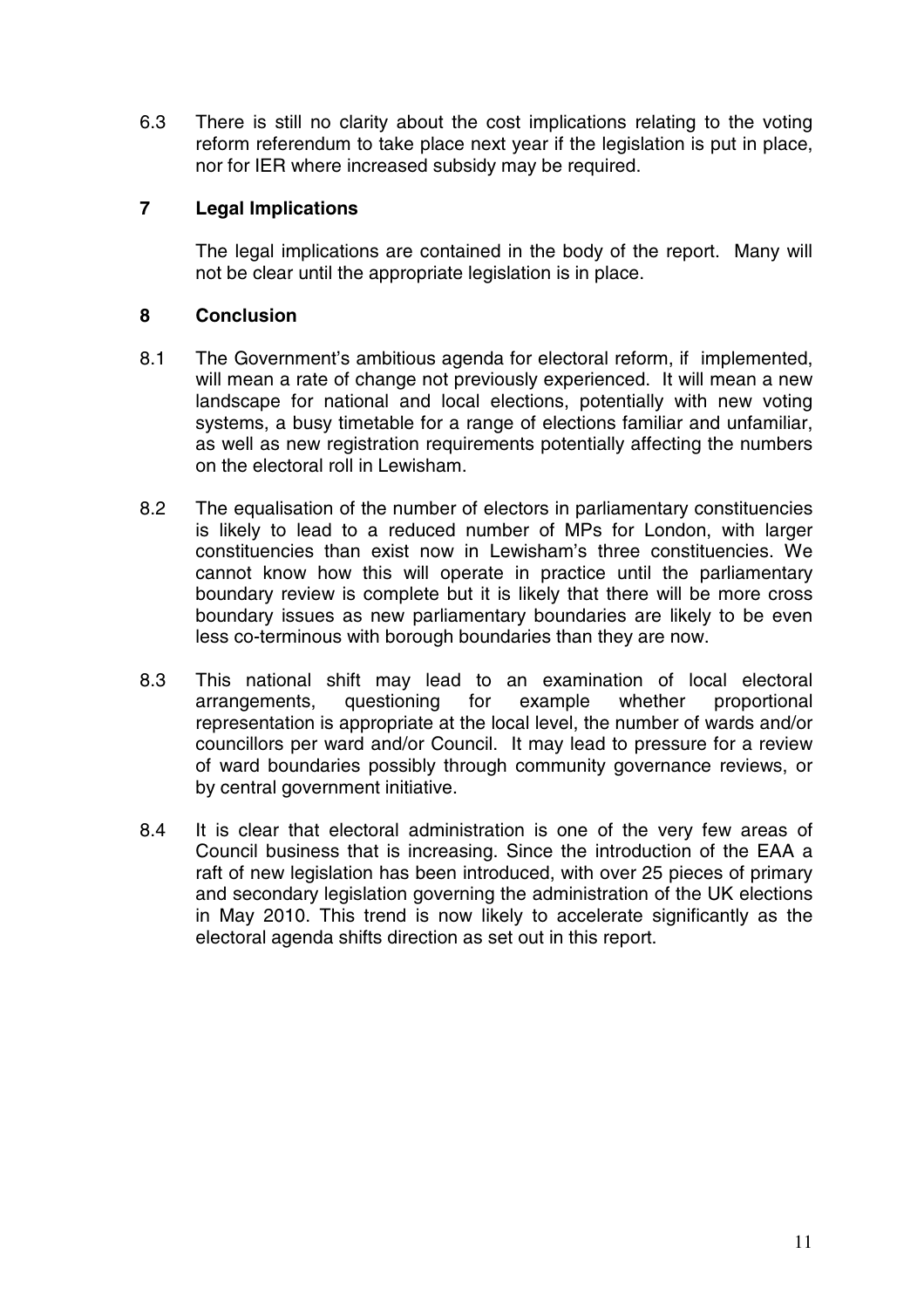6.3 There is still no clarity about the cost implications relating to the voting reform referendum to take place next year if the legislation is put in place, nor for IER where increased subsidy may be required.

## 7 Legal Implications

The legal implications are contained in the body of the report. Many will not be clear until the appropriate legislation is in place.

## 8 Conclusion

8.1 The Government's ambitious agenda for electoral reform, if implemented, will mean a rate of change not previously experienced. It will mean a new landscape for national and local elections, potentially with new voting systems, a busy timetable for a range of elections familiar and unfamiliar, as well as new registration requirements potentially affecting the numbers on the electoral roll in Lewisham.

8.2 The equalisation of the number of electors in parliamentary constituencies is likely to lead to a reduced number of MPs for London, with larger constituencies than exist now in Lewisham's three constituencies. We cannot know how this will operate in practice until the parliamentary boundary review is complete but it is likely that there will be more cross boundary issues as new parliamentary boundaries are likely to be even less co-terminous with borough boundaries than they are now.

8.3 This national shift may lead to an examination of local electoral arrangements, questioning for example whether proportional representation is appropriate at the local level, the number of wards and/or councillors per ward and/or Council. It may lead to pressure for a review of ward boundaries possibly through community governance reviews, or by central government initiative.

8.4 It is clear that electoral administration is one of the very few areas of Council business that is increasing. Since the introduction of the EAA a raft of new legislation has been introduced, with over 25 pieces of primary and secondary legislation governing the administration of the UK elections in May 2010. This trend is now likely to accelerate significantly as the electoral agenda shifts direction as set out in this report.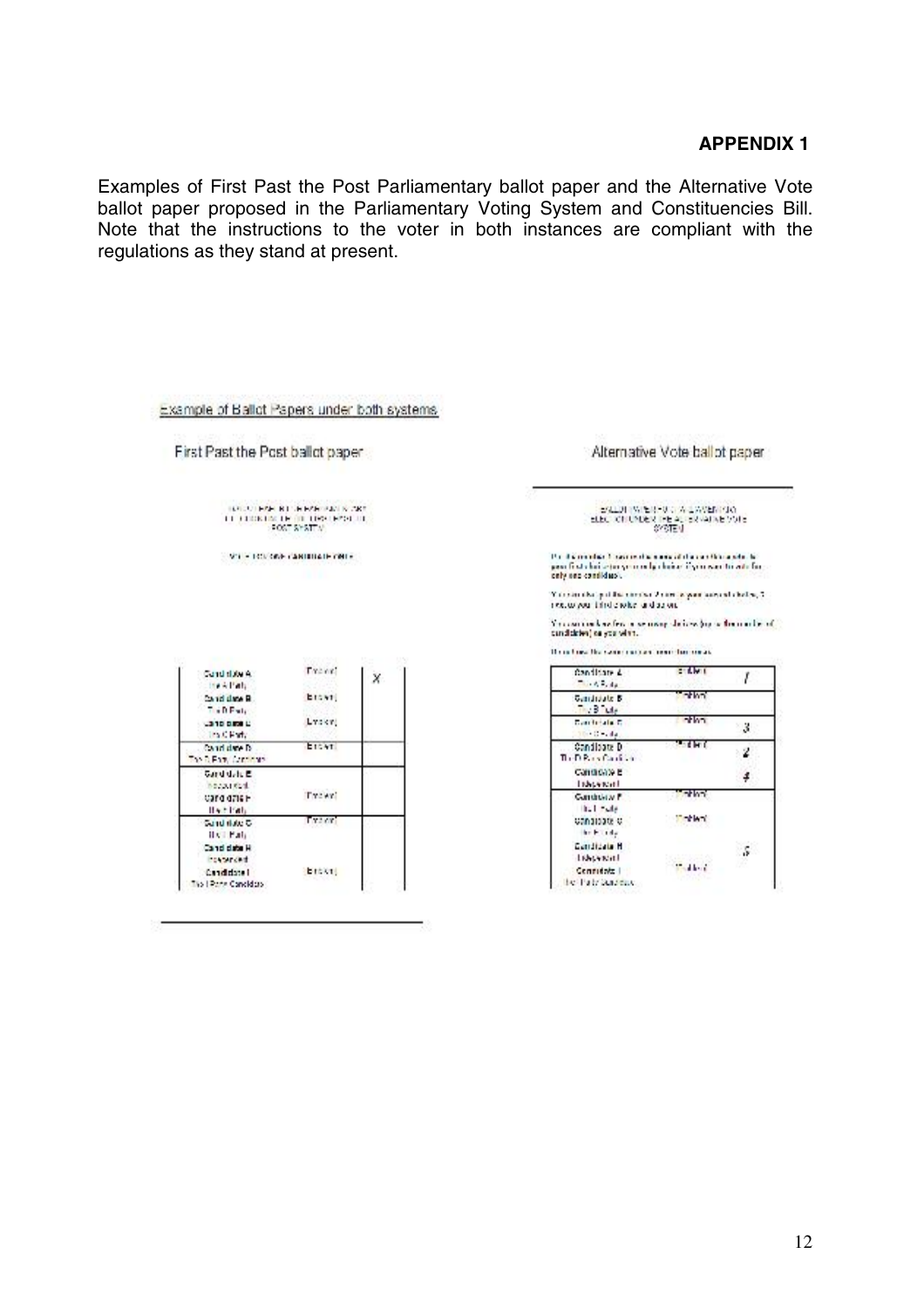**APPENDIX 1**

Examples of First Past the Post Parliamentary ballot paper and the Alternative Vote ballot paper proposed in the Parliamentary Voting System and Constituencies Bill. Note that the instructions to the voter in both instances are compliant with the regulations as they stand at present.

Example of Ballot Papers under both systems

First Past the Post ballot paper

Alternative Vote ballot paper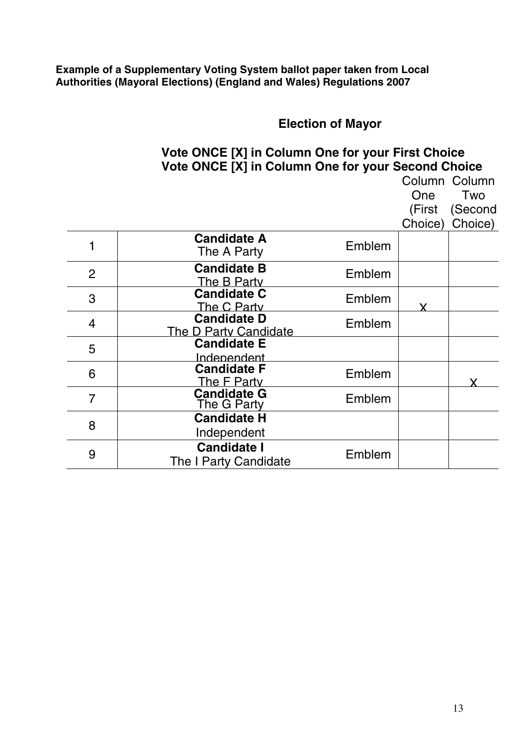**Example of a Supplementary Voting System ballot paper taken from Local Authorities (Mayoral Elections) (England and Wales) Regulations 2007**

## Election of Mayor

**Vote ONCE [X] in Column One for your First Choice**
**Vote ONCE [X] in Column One for your Second Choice**

| | | | Column One (First Choice) | Column Two (Second Choice) |
|---|---|---|---|---|
| 1 | **Candidate A** The A Party | Emblem | | |
| 2 | **Candidate B** The B Party | Emblem | | |
| 3 | **Candidate C** The C Party | Emblem | X | |
| 4 | **Candidate D** The D Party Candidate | Emblem | | |
| 5 | **Candidate E** Independent | | | |
| 6 | **Candidate F** The F Party | Emblem | | X |
| 7 | **Candidate G** The G Party | Emblem | | |
| 8 | **Candidate H** Independent | | | |
| 9 | **Candidate I** The I Party Candidate | Emblem | | |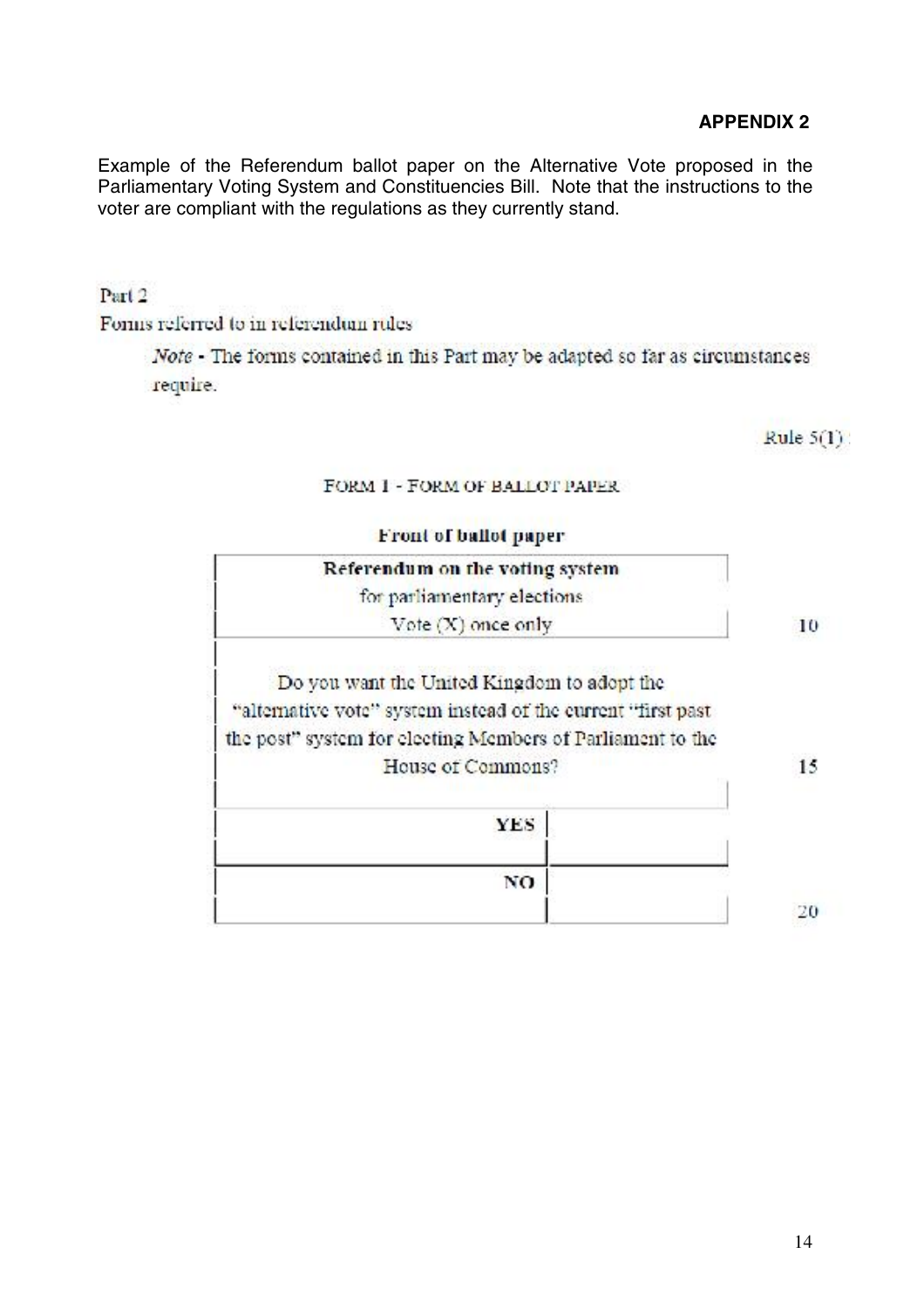**APPENDIX 2**

Example of the Referendum ballot paper on the Alternative Vote proposed in the Parliamentary Voting System and Constituencies Bill. Note that the instructions to the voter are compliant with the regulations as they currently stand.

Part 2

Forms referred to in referendum rules

*Note* - The forms contained in this Part may be adapted so far as circumstances require.

Rule 5(1)

FORM 1 - FORM OF BALLOT PAPER

**Front of ballot paper**

| | |
|---|---|
| **Referendum on the voting system**<br>for parliamentary elections<br>Vote (X) once only | |
| Do you want the United Kingdom to adopt the "alternative vote" system instead of the current "first past the post" system for electing Members of Parliament to the House of Commons? | |
| **YES** | |
| **NO** | |

10

15

20